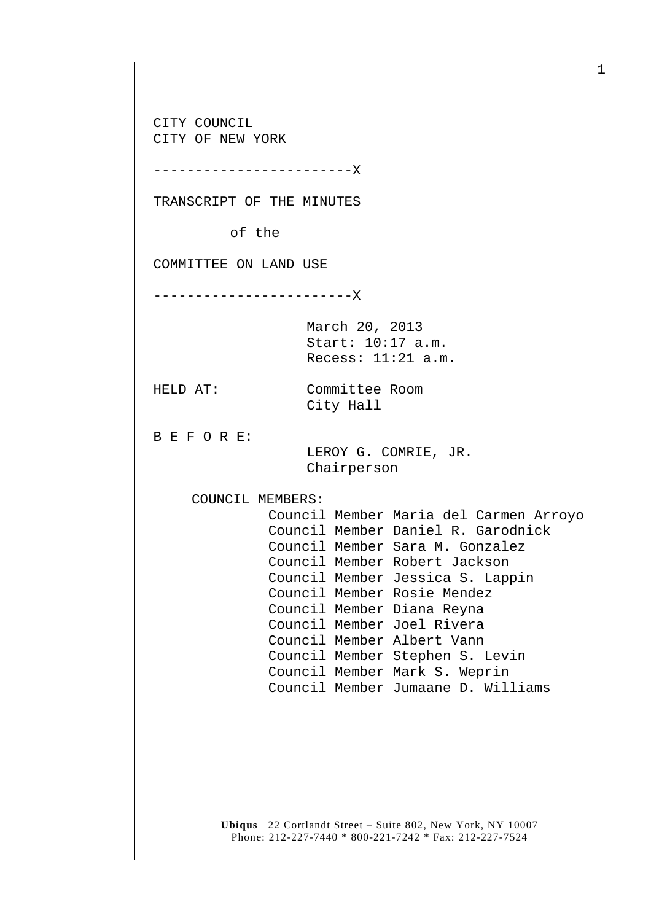CITY COUNCIL
CITY OF NEW YORK

------------------------X

TRANSCRIPT OF THE MINUTES

of the

COMMITTEE ON LAND USE

------------------------X

March 20, 2013
Start: 10:17 a.m.
Recess: 11:21 a.m.

HELD AT: Committee Room
City Hall

B E F O R E:

LEROY G. COMRIE, JR.
Chairperson

COUNCIL MEMBERS:

Council Member Maria del Carmen Arroyo
Council Member Daniel R. Garodnick
Council Member Sara M. Gonzalez
Council Member Robert Jackson
Council Member Jessica S. Lappin
Council Member Rosie Mendez
Council Member Diana Reyna
Council Member Joel Rivera
Council Member Albert Vann
Council Member Stephen S. Levin
Council Member Mark S. Weprin
Council Member Jumaane D. Williams

**Ubiqus** 22 Cortlandt Street – Suite 802, New York, NY 10007
Phone: 212-227-7440 * 800-221-7242 * Fax: 212-227-7524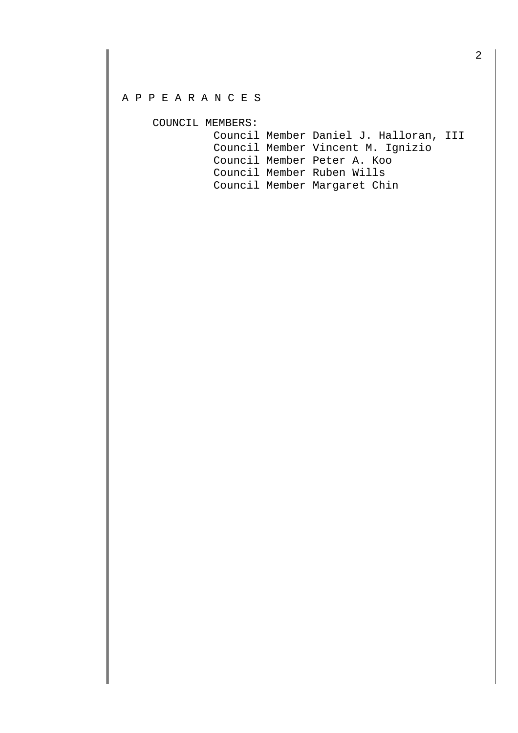A P P E A R A N C E S

COUNCIL MEMBERS:

- Council Member Daniel J. Halloran, III
- Council Member Vincent M. Ignizio
- Council Member Peter A. Koo
- Council Member Ruben Wills
- Council Member Margaret Chin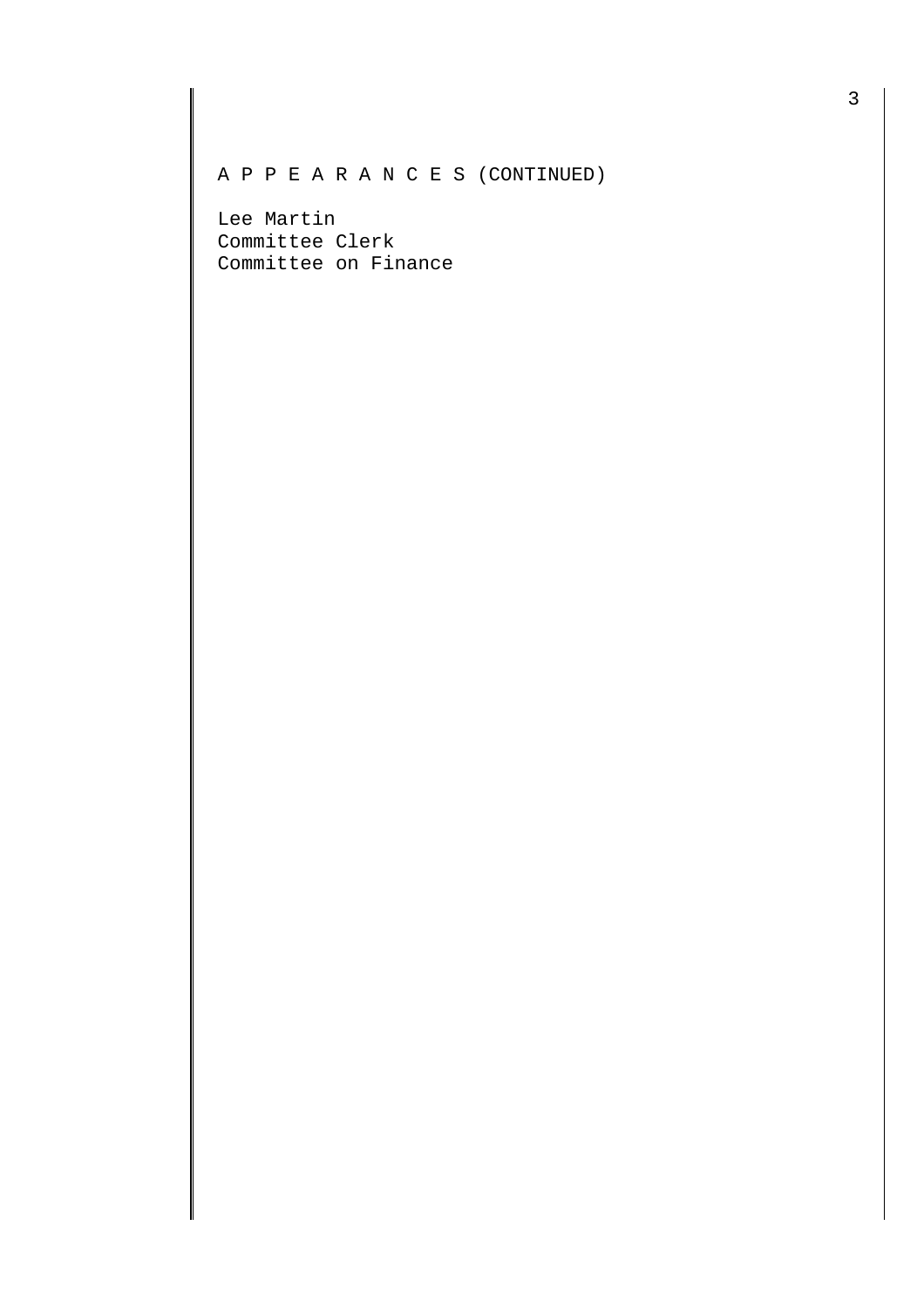A P P E A R A N C E S (CONTINUED)

Lee Martin
Committee Clerk
Committee on Finance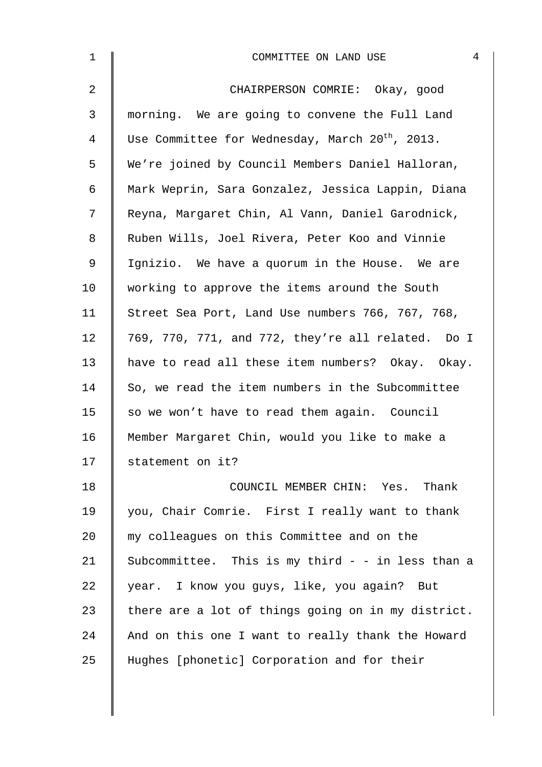CHAIRPERSON COMRIE: Okay, good morning. We are going to convene the Full Land Use Committee for Wednesday, March 20th, 2013. We're joined by Council Members Daniel Halloran, Mark Weprin, Sara Gonzalez, Jessica Lappin, Diana Reyna, Margaret Chin, Al Vann, Daniel Garodnick, Ruben Wills, Joel Rivera, Peter Koo and Vinnie Ignizio. We have a quorum in the House. We are working to approve the items around the South Street Sea Port, Land Use numbers 766, 767, 768, 769, 770, 771, and 772, they're all related. Do I have to read all these item numbers? Okay. Okay. So, we read the item numbers in the Subcommittee so we won't have to read them again. Council Member Margaret Chin, would you like to make a statement on it?

COUNCIL MEMBER CHIN: Yes. Thank you, Chair Comrie. First I really want to thank my colleagues on this Committee and on the Subcommittee. This is my third - - in less than a year. I know you guys, like, you again? But there are a lot of things going on in my district. And on this one I want to really thank the Howard Hughes [phonetic] Corporation and for their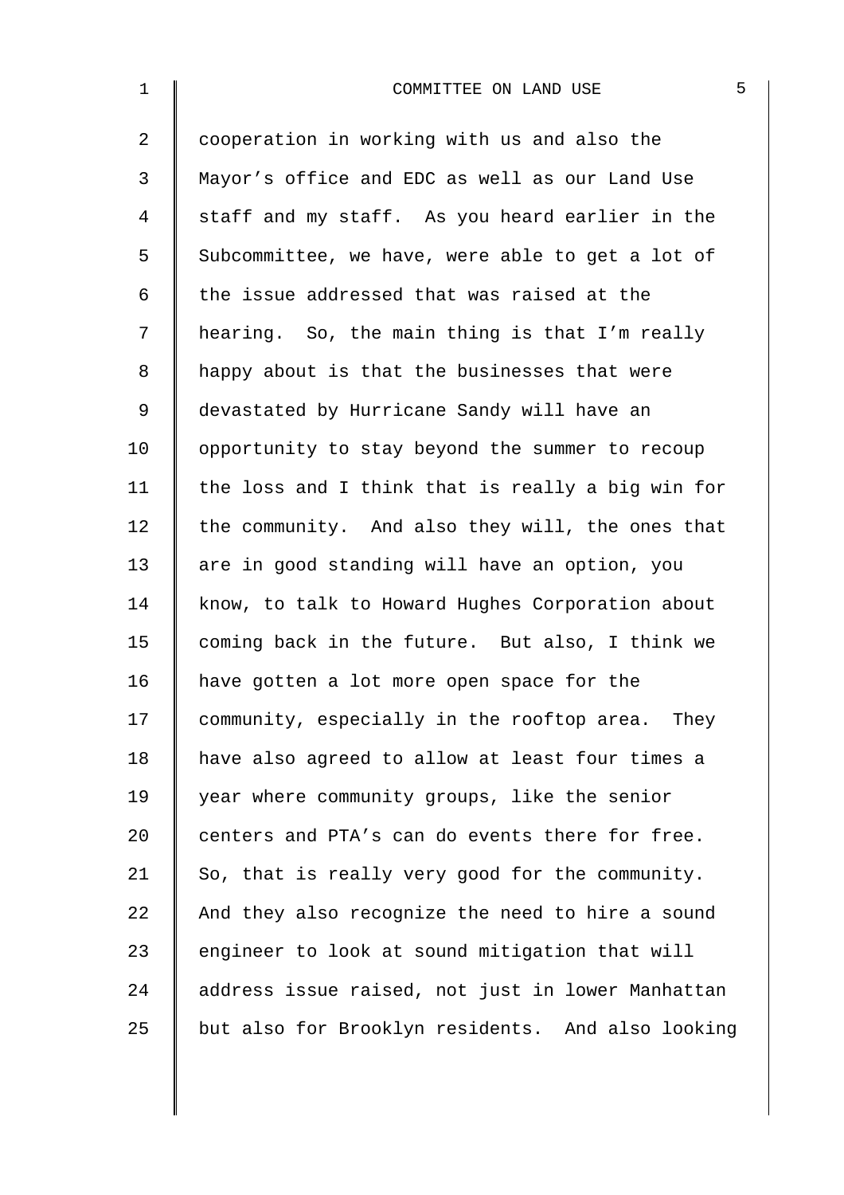cooperation in working with us and also the Mayor's office and EDC as well as our Land Use staff and my staff. As you heard earlier in the Subcommittee, we have, were able to get a lot of the issue addressed that was raised at the hearing. So, the main thing is that I'm really happy about is that the businesses that were devastated by Hurricane Sandy will have an opportunity to stay beyond the summer to recoup the loss and I think that is really a big win for the community. And also they will, the ones that are in good standing will have an option, you know, to talk to Howard Hughes Corporation about coming back in the future. But also, I think we have gotten a lot more open space for the community, especially in the rooftop area. They have also agreed to allow at least four times a year where community groups, like the senior centers and PTA's can do events there for free. So, that is really very good for the community. And they also recognize the need to hire a sound engineer to look at sound mitigation that will address issue raised, not just in lower Manhattan but also for Brooklyn residents. And also looking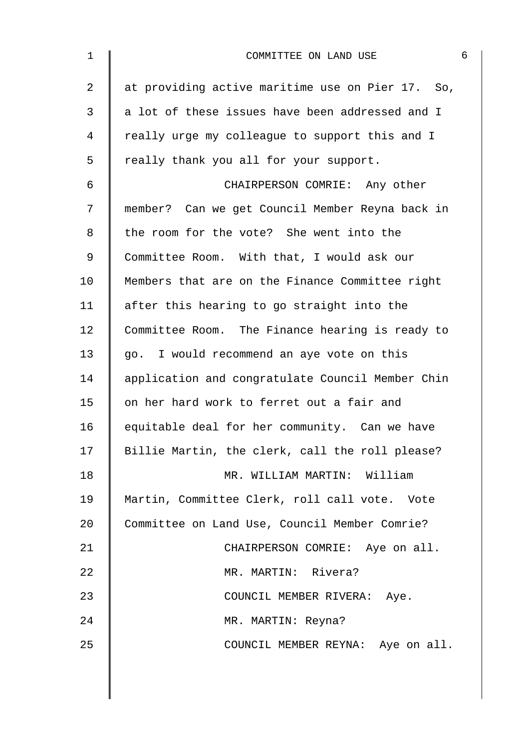at providing active maritime use on Pier 17. So, a lot of these issues have been addressed and I really urge my colleague to support this and I really thank you all for your support.

CHAIRPERSON COMRIE: Any other member? Can we get Council Member Reyna back in the room for the vote? She went into the Committee Room. With that, I would ask our Members that are on the Finance Committee right after this hearing to go straight into the Committee Room. The Finance hearing is ready to go. I would recommend an aye vote on this application and congratulate Council Member Chin on her hard work to ferret out a fair and equitable deal for her community. Can we have Billie Martin, the clerk, call the roll please?

MR. WILLIAM MARTIN: William Martin, Committee Clerk, roll call vote. Vote Committee on Land Use, Council Member Comrie?

CHAIRPERSON COMRIE: Aye on all.

MR. MARTIN: Rivera?

COUNCIL MEMBER RIVERA: Aye.

MR. MARTIN: Reyna?

COUNCIL MEMBER REYNA: Aye on all.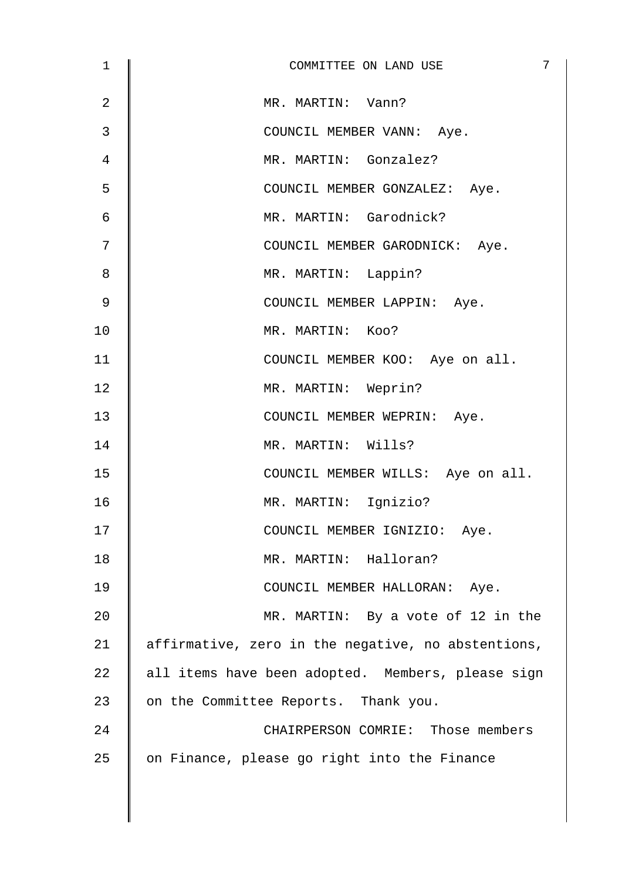MR. MARTIN: Vann?

COUNCIL MEMBER VANN: Aye.

MR. MARTIN: Gonzalez?

COUNCIL MEMBER GONZALEZ: Aye.

MR. MARTIN: Garodnick?

COUNCIL MEMBER GARODNICK: Aye.

MR. MARTIN: Lappin?

COUNCIL MEMBER LAPPIN: Aye.

MR. MARTIN: Koo?

COUNCIL MEMBER KOO: Aye on all.

MR. MARTIN: Weprin?

COUNCIL MEMBER WEPRIN: Aye.

MR. MARTIN: Wills?

COUNCIL MEMBER WILLS: Aye on all.

MR. MARTIN: Ignizio?

COUNCIL MEMBER IGNIZIO: Aye.

MR. MARTIN: Halloran?

COUNCIL MEMBER HALLORAN: Aye.

MR. MARTIN: By a vote of 12 in the affirmative, zero in the negative, no abstentions, all items have been adopted. Members, please sign on the Committee Reports. Thank you.

CHAIRPERSON COMRIE: Those members on Finance, please go right into the Finance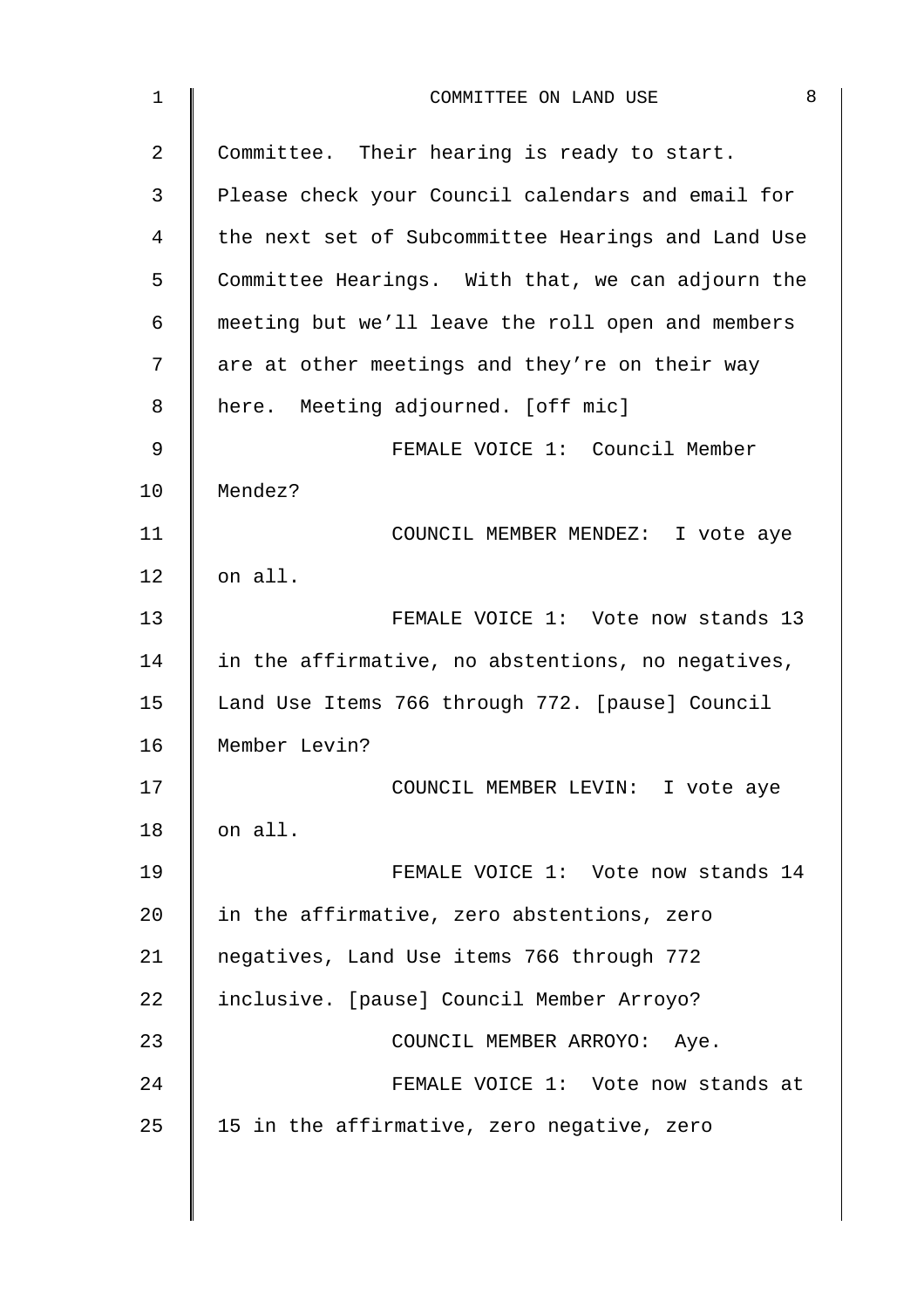Committee. Their hearing is ready to start. Please check your Council calendars and email for the next set of Subcommittee Hearings and Land Use Committee Hearings. With that, we can adjourn the meeting but we'll leave the roll open and members are at other meetings and they're on their way here. Meeting adjourned. [off mic]

FEMALE VOICE 1: Council Member Mendez?

COUNCIL MEMBER MENDEZ: I vote aye on all.

FEMALE VOICE 1: Vote now stands 13 in the affirmative, no abstentions, no negatives, Land Use Items 766 through 772. [pause] Council Member Levin?

COUNCIL MEMBER LEVIN: I vote aye on all.

FEMALE VOICE 1: Vote now stands 14 in the affirmative, zero abstentions, zero negatives, Land Use items 766 through 772 inclusive. [pause] Council Member Arroyo?

COUNCIL MEMBER ARROYO: Aye.

FEMALE VOICE 1: Vote now stands at 15 in the affirmative, zero negative, zero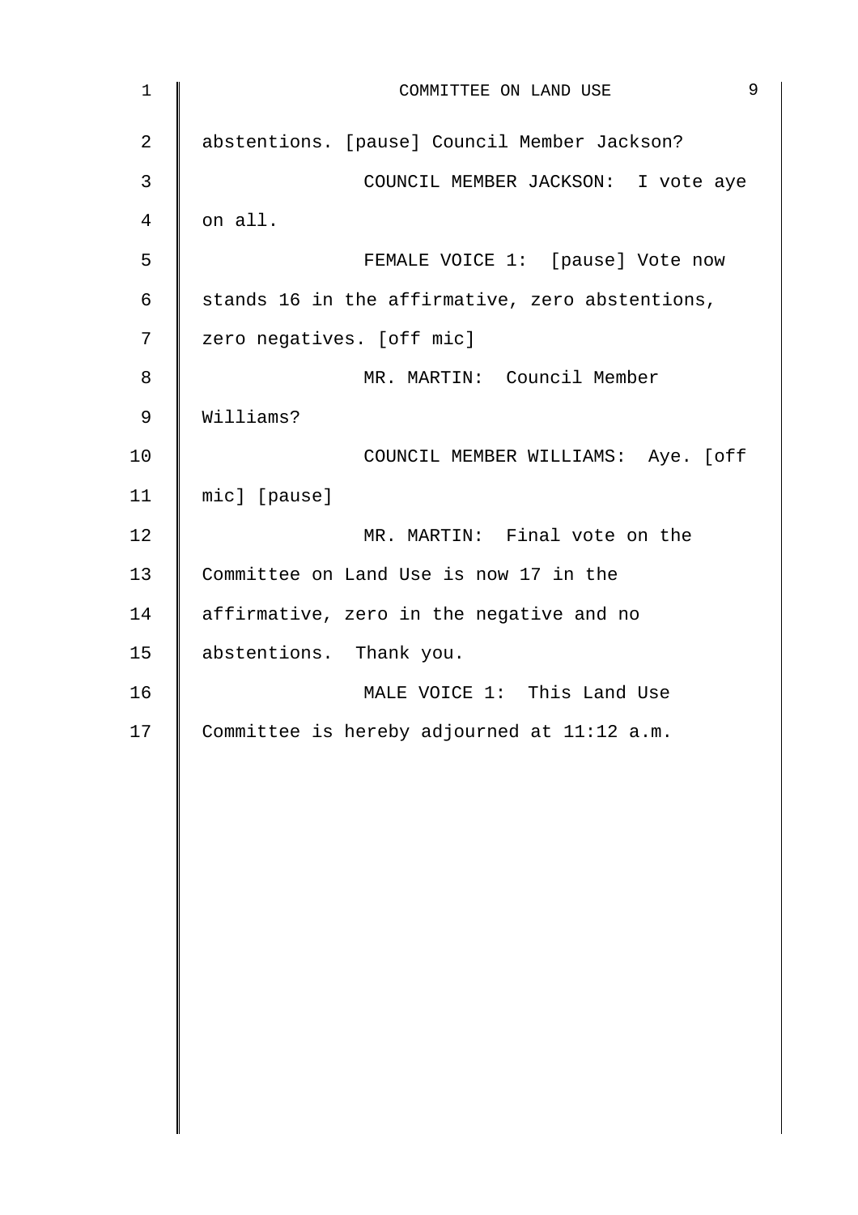abstentions. [pause] Council Member Jackson?

COUNCIL MEMBER JACKSON: I vote aye on all.

FEMALE VOICE 1: [pause] Vote now stands 16 in the affirmative, zero abstentions, zero negatives. [off mic]

MR. MARTIN: Council Member Williams?

COUNCIL MEMBER WILLIAMS: Aye. [off mic] [pause]

MR. MARTIN: Final vote on the Committee on Land Use is now 17 in the affirmative, zero in the negative and no abstentions. Thank you.

MALE VOICE 1: This Land Use Committee is hereby adjourned at 11:12 a.m.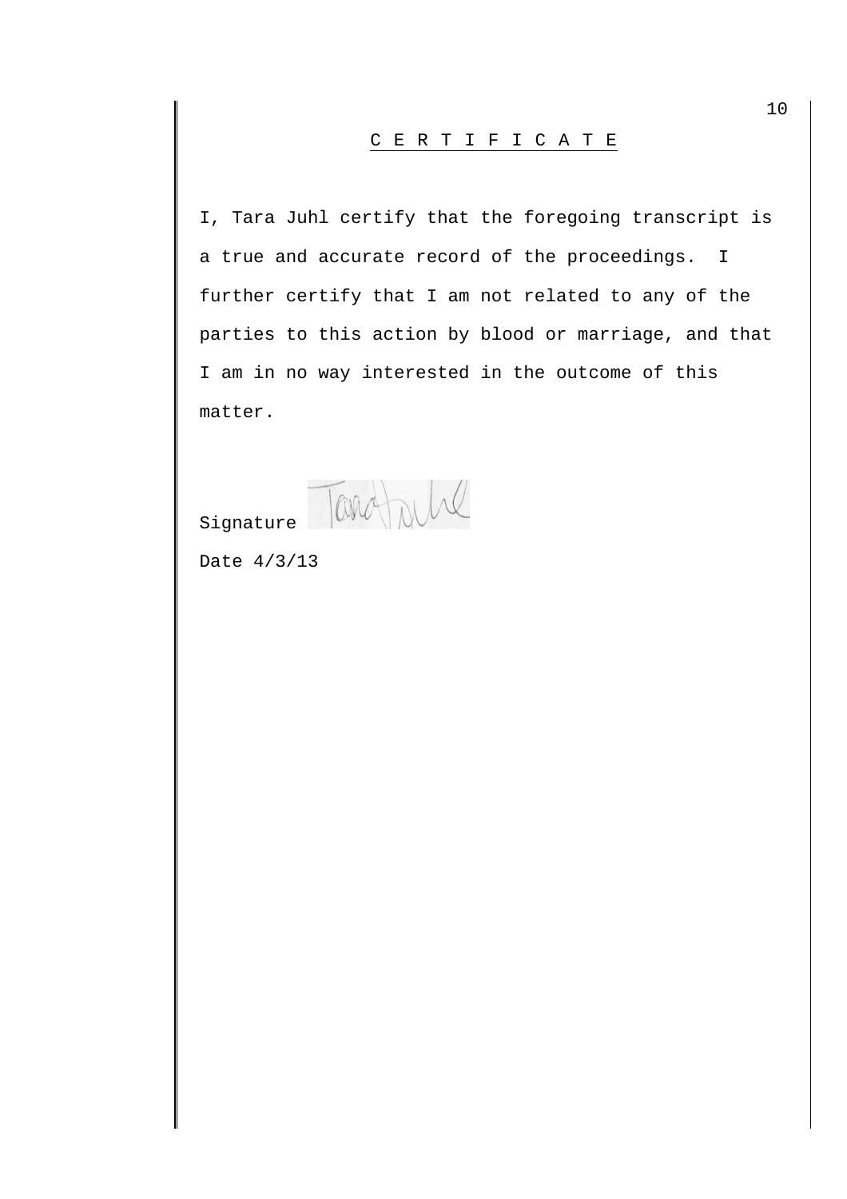# C E R T I F I C A T E

I, Tara Juhl certify that the foregoing transcript is a true and accurate record of the proceedings. I further certify that I am not related to any of the parties to this action by blood or marriage, and that I am in no way interested in the outcome of this matter.

Signature Tara Juhl

Date 4/3/13